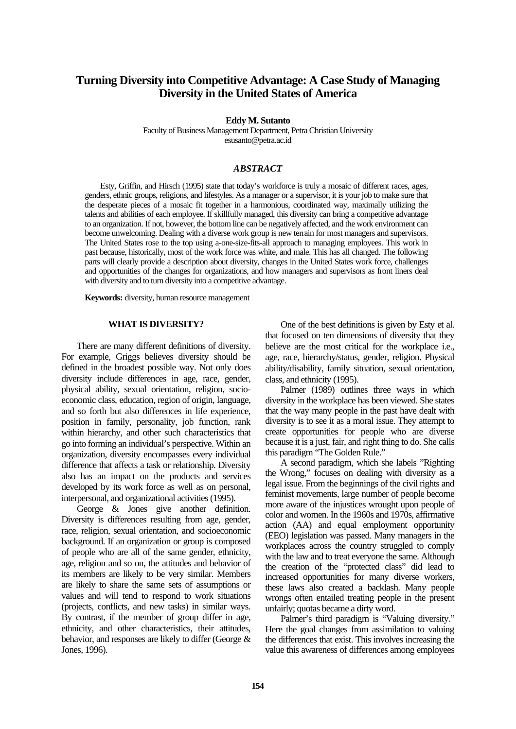# Turning Diversity into Competitive Advantage: A Case Study of Managing Diversity in the United States of America

**Eddy M. Sutanto**

Faculty of Business Management Department, Petra Christian University
esusanto@petra.ac.id

### *ABSTRACT*

Esty, Griffin, and Hirsch (1995) state that today's workforce is truly a mosaic of different races, ages, genders, ethnic groups, religions, and lifestyles. As a manager or a supervisor, it is your job to make sure that the desperate pieces of a mosaic fit together in a harmonious, coordinated way, maximally utilizing the talents and abilities of each employee. If skillfully managed, this diversity can bring a competitive advantage to an organization. If not, however, the bottom line can be negatively affected, and the work environment can become unwelcoming. Dealing with a diverse work group is new terrain for most managers and supervisors. The United States rose to the top using a-one-size-fits-all approach to managing employees. This work in past because, historically, most of the work force was white, and male. This has all changed. The following parts will clearly provide a description about diversity, changes in the United States work force, challenges and opportunities of the changes for organizations, and how managers and supervisors as front liners deal with diversity and to turn diversity into a competitive advantage.

**Keywords:** diversity, human resource management

## WHAT IS DIVERSITY?

There are many different definitions of diversity. For example, Griggs believes diversity should be defined in the broadest possible way. Not only does diversity include differences in age, race, gender, physical ability, sexual orientation, religion, socio-economic class, education, region of origin, language, and so forth but also differences in life experience, position in family, personality, job function, rank within hierarchy, and other such characteristics that go into forming an individual's perspective. Within an organization, diversity encompasses every individual difference that affects a task or relationship. Diversity also has an impact on the products and services developed by its work force as well as on personal, interpersonal, and organizational activities (1995).

George & Jones give another definition. Diversity is differences resulting from age, gender, race, religion, sexual orientation, and socioeconomic background. If an organization or group is composed of people who are all of the same gender, ethnicity, age, religion and so on, the attitudes and behavior of its members are likely to be very similar. Members are likely to share the same sets of assumptions or values and will tend to respond to work situations (projects, conflicts, and new tasks) in similar ways. By contrast, if the member of group differ in age, ethnicity, and other characteristics, their attitudes, behavior, and responses are likely to differ (George & Jones, 1996).

One of the best definitions is given by Esty et al. that focused on ten dimensions of diversity that they believe are the most critical for the workplace i.e., age, race, hierarchy/status, gender, religion. Physical ability/disability, family situation, sexual orientation, class, and ethnicity (1995).

Palmer (1989) outlines three ways in which diversity in the workplace has been viewed. She states that the way many people in the past have dealt with diversity is to see it as a moral issue. They attempt to create opportunities for people who are diverse because it is a just, fair, and right thing to do. She calls this paradigm "The Golden Rule."

A second paradigm, which she labels "Righting the Wrong," focuses on dealing with diversity as a legal issue. From the beginnings of the civil rights and feminist movements, large number of people become more aware of the injustices wrought upon people of color and women. In the 1960s and 1970s, affirmative action (AA) and equal employment opportunity (EEO) legislation was passed. Many managers in the workplaces across the country struggled to comply with the law and to treat everyone the same. Although the creation of the "protected class" did lead to increased opportunities for many diverse workers, these laws also created a backlash. Many people wrongs often entailed treating people in the present unfairly; quotas became a dirty word.

Palmer's third paradigm is "Valuing diversity." Here the goal changes from assimilation to valuing the differences that exist. This involves increasing the value this awareness of differences among employees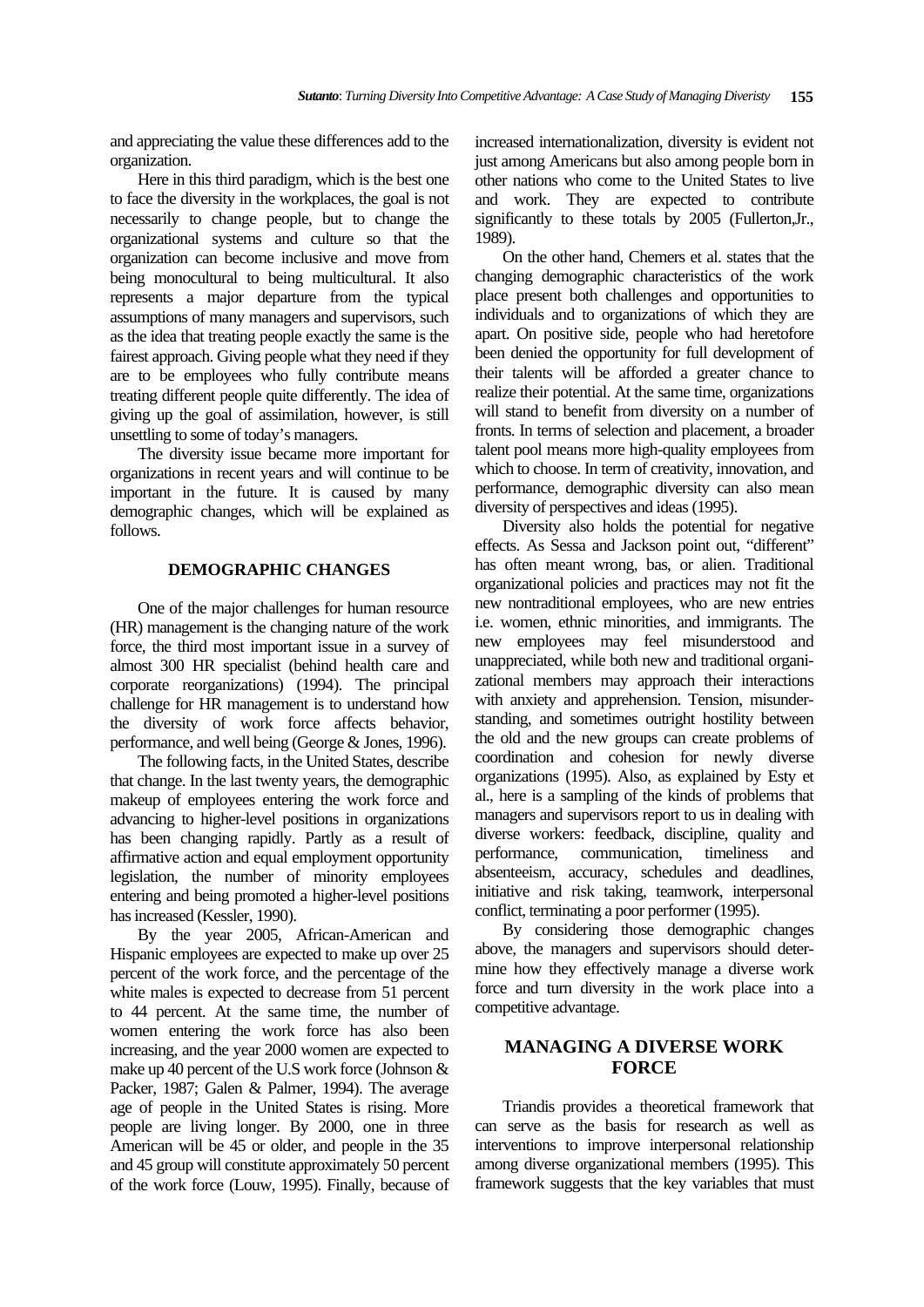and appreciating the value these differences add to the organization.

Here in this third paradigm, which is the best one to face the diversity in the workplaces, the goal is not necessarily to change people, but to change the organizational systems and culture so that the organization can become inclusive and move from being monocultural to being multicultural. It also represents a major departure from the typical assumptions of many managers and supervisors, such as the idea that treating people exactly the same is the fairest approach. Giving people what they need if they are to be employees who fully contribute means treating different people quite differently. The idea of giving up the goal of assimilation, however, is still unsettling to some of today's managers.

The diversity issue became more important for organizations in recent years and will continue to be important in the future. It is caused by many demographic changes, which will be explained as follows.

## DEMOGRAPHIC CHANGES

One of the major challenges for human resource (HR) management is the changing nature of the work force, the third most important issue in a survey of almost 300 HR specialist (behind health care and corporate reorganizations) (1994). The principal challenge for HR management is to understand how the diversity of work force affects behavior, performance, and well being (George & Jones, 1996).

The following facts, in the United States, describe that change. In the last twenty years, the demographic makeup of employees entering the work force and advancing to higher-level positions in organizations has been changing rapidly. Partly as a result of affirmative action and equal employment opportunity legislation, the number of minority employees entering and being promoted a higher-level positions has increased (Kessler, 1990).

By the year 2005, African-American and Hispanic employees are expected to make up over 25 percent of the work force, and the percentage of the white males is expected to decrease from 51 percent to 44 percent. At the same time, the number of women entering the work force has also been increasing, and the year 2000 women are expected to make up 40 percent of the U.S work force (Johnson & Packer, 1987; Galen & Palmer, 1994). The average age of people in the United States is rising. More people are living longer. By 2000, one in three American will be 45 or older, and people in the 35 and 45 group will constitute approximately 50 percent of the work force (Louw, 1995). Finally, because of increased internationalization, diversity is evident not just among Americans but also among people born in other nations who come to the United States to live and work. They are expected to contribute significantly to these totals by 2005 (Fullerton,Jr., 1989).

On the other hand, Chemers et al. states that the changing demographic characteristics of the work place present both challenges and opportunities to individuals and to organizations of which they are apart. On positive side, people who had heretofore been denied the opportunity for full development of their talents will be afforded a greater chance to realize their potential. At the same time, organizations will stand to benefit from diversity on a number of fronts. In terms of selection and placement, a broader talent pool means more high-quality employees from which to choose. In term of creativity, innovation, and performance, demographic diversity can also mean diversity of perspectives and ideas (1995).

Diversity also holds the potential for negative effects. As Sessa and Jackson point out, "different" has often meant wrong, bas, or alien. Traditional organizational policies and practices may not fit the new nontraditional employees, who are new entries i.e. women, ethnic minorities, and immigrants. The new employees may feel misunderstood and unappreciated, while both new and traditional organizational members may approach their interactions with anxiety and apprehension. Tension, misunderstanding, and sometimes outright hostility between the old and the new groups can create problems of coordination and cohesion for newly diverse organizations (1995). Also, as explained by Esty et al., here is a sampling of the kinds of problems that managers and supervisors report to us in dealing with diverse workers: feedback, discipline, quality and performance, communication, timeliness and absenteeism, accuracy, schedules and deadlines, initiative and risk taking, teamwork, interpersonal conflict, terminating a poor performer (1995).

By considering those demographic changes above, the managers and supervisors should determine how they effectively manage a diverse work force and turn diversity in the work place into a competitive advantage.

## MANAGING A DIVERSE WORK FORCE

Triandis provides a theoretical framework that can serve as the basis for research as well as interventions to improve interpersonal relationship among diverse organizational members (1995). This framework suggests that the key variables that must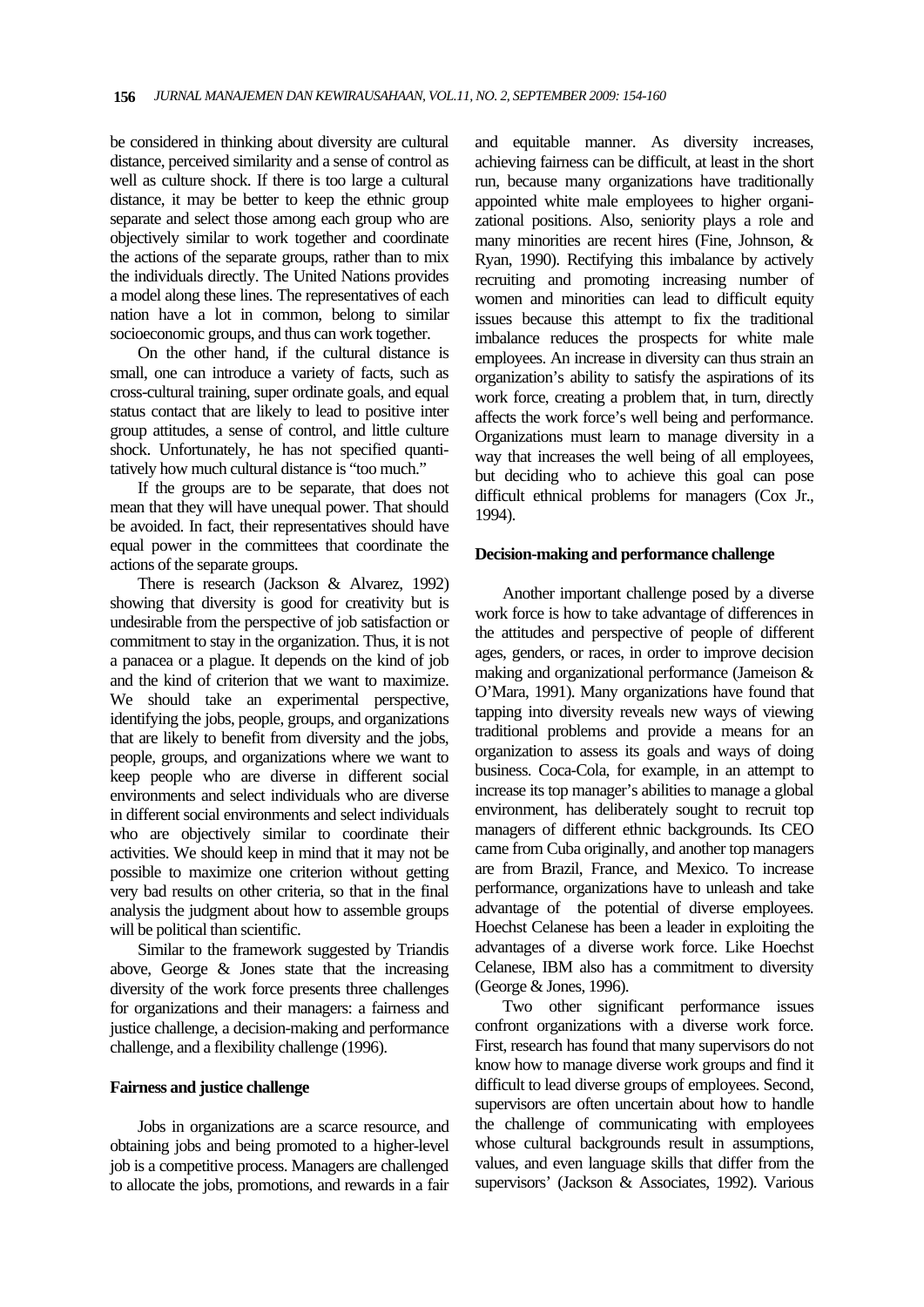be considered in thinking about diversity are cultural distance, perceived similarity and a sense of control as well as culture shock. If there is too large a cultural distance, it may be better to keep the ethnic group separate and select those among each group who are objectively similar to work together and coordinate the actions of the separate groups, rather than to mix the individuals directly. The United Nations provides a model along these lines. The representatives of each nation have a lot in common, belong to similar socioeconomic groups, and thus can work together.

On the other hand, if the cultural distance is small, one can introduce a variety of facts, such as cross-cultural training, super ordinate goals, and equal status contact that are likely to lead to positive inter group attitudes, a sense of control, and little culture shock. Unfortunately, he has not specified quantitatively how much cultural distance is "too much."

If the groups are to be separate, that does not mean that they will have unequal power. That should be avoided. In fact, their representatives should have equal power in the committees that coordinate the actions of the separate groups.

There is research (Jackson & Alvarez, 1992) showing that diversity is good for creativity but is undesirable from the perspective of job satisfaction or commitment to stay in the organization. Thus, it is not a panacea or a plague. It depends on the kind of job and the kind of criterion that we want to maximize. We should take an experimental perspective, identifying the jobs, people, groups, and organizations that are likely to benefit from diversity and the jobs, people, groups, and organizations where we want to keep people who are diverse in different social environments and select individuals who are diverse in different social environments and select individuals who are objectively similar to coordinate their activities. We should keep in mind that it may not be possible to maximize one criterion without getting very bad results on other criteria, so that in the final analysis the judgment about how to assemble groups will be political than scientific.

Similar to the framework suggested by Triandis above, George & Jones state that the increasing diversity of the work force presents three challenges for organizations and their managers: a fairness and justice challenge, a decision-making and performance challenge, and a flexibility challenge (1996).

**Fairness and justice challenge**

Jobs in organizations are a scarce resource, and obtaining jobs and being promoted to a higher-level job is a competitive process. Managers are challenged to allocate the jobs, promotions, and rewards in a fair and equitable manner. As diversity increases, achieving fairness can be difficult, at least in the short run, because many organizations have traditionally appointed white male employees to higher organizational positions. Also, seniority plays a role and many minorities are recent hires (Fine, Johnson, & Ryan, 1990). Rectifying this imbalance by actively recruiting and promoting increasing number of women and minorities can lead to difficult equity issues because this attempt to fix the traditional imbalance reduces the prospects for white male employees. An increase in diversity can thus strain an organization's ability to satisfy the aspirations of its work force, creating a problem that, in turn, directly affects the work force's well being and performance. Organizations must learn to manage diversity in a way that increases the well being of all employees, but deciding who to achieve this goal can pose difficult ethnical problems for managers (Cox Jr., 1994).

**Decision-making and performance challenge**

Another important challenge posed by a diverse work force is how to take advantage of differences in the attitudes and perspective of people of different ages, genders, or races, in order to improve decision making and organizational performance (Jameison & O'Mara, 1991). Many organizations have found that tapping into diversity reveals new ways of viewing traditional problems and provide a means for an organization to assess its goals and ways of doing business. Coca-Cola, for example, in an attempt to increase its top manager's abilities to manage a global environment, has deliberately sought to recruit top managers of different ethnic backgrounds. Its CEO came from Cuba originally, and another top managers are from Brazil, France, and Mexico. To increase performance, organizations have to unleash and take advantage of the potential of diverse employees. Hoechst Celanese has been a leader in exploiting the advantages of a diverse work force. Like Hoechst Celanese, IBM also has a commitment to diversity (George & Jones, 1996).

Two other significant performance issues confront organizations with a diverse work force. First, research has found that many supervisors do not know how to manage diverse work groups and find it difficult to lead diverse groups of employees. Second, supervisors are often uncertain about how to handle the challenge of communicating with employees whose cultural backgrounds result in assumptions, values, and even language skills that differ from the supervisors' (Jackson & Associates, 1992). Various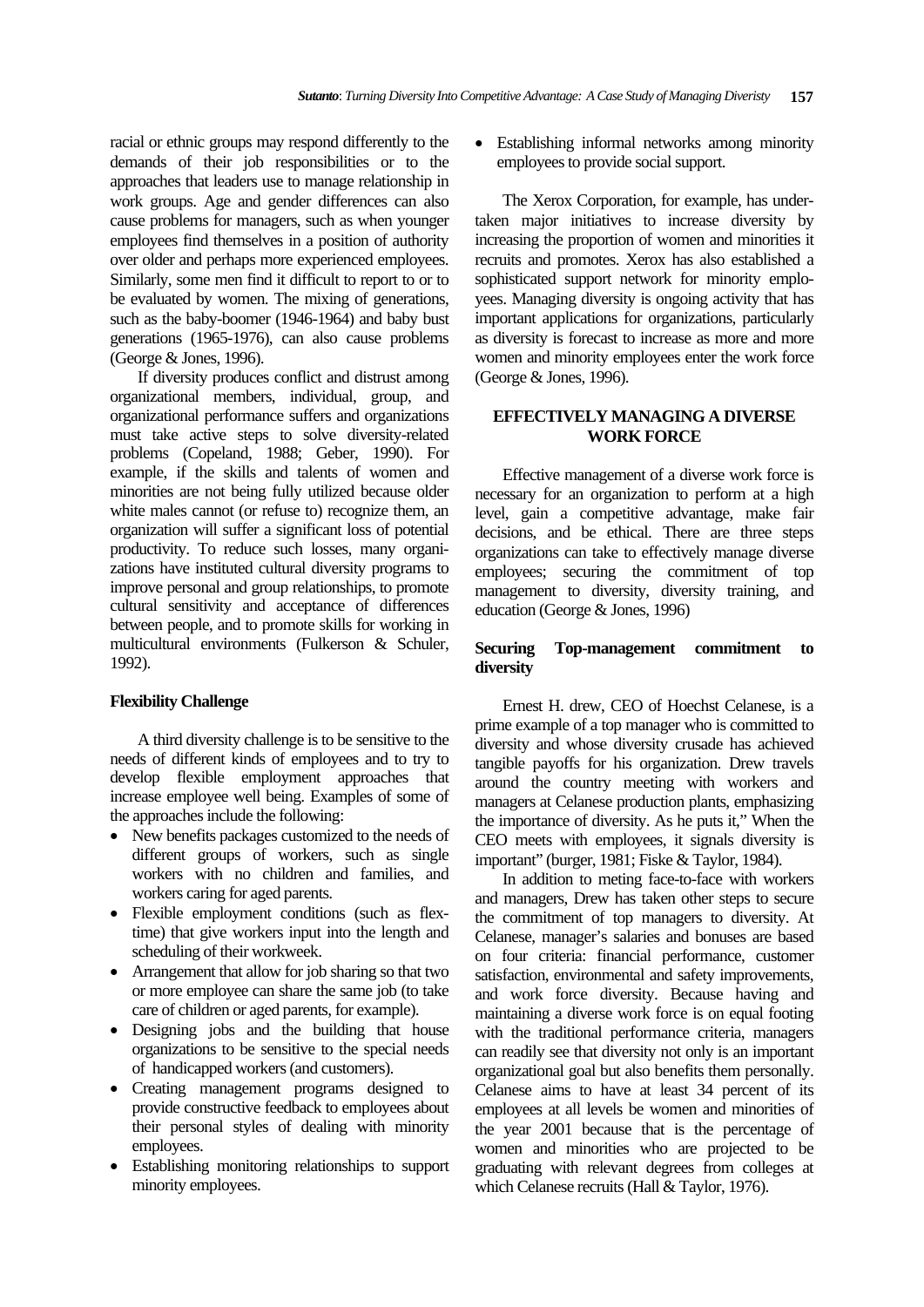racial or ethnic groups may respond differently to the demands of their job responsibilities or to the approaches that leaders use to manage relationship in work groups. Age and gender differences can also cause problems for managers, such as when younger employees find themselves in a position of authority over older and perhaps more experienced employees. Similarly, some men find it difficult to report to or to be evaluated by women. The mixing of generations, such as the baby-boomer (1946-1964) and baby bust generations (1965-1976), can also cause problems (George & Jones, 1996).

If diversity produces conflict and distrust among organizational members, individual, group, and organizational performance suffers and organizations must take active steps to solve diversity-related problems (Copeland, 1988; Geber, 1990). For example, if the skills and talents of women and minorities are not being fully utilized because older white males cannot (or refuse to) recognize them, an organization will suffer a significant loss of potential productivity. To reduce such losses, many organizations have instituted cultural diversity programs to improve personal and group relationships, to promote cultural sensitivity and acceptance of differences between people, and to promote skills for working in multicultural environments (Fulkerson & Schuler, 1992).

**Flexibility Challenge**

A third diversity challenge is to be sensitive to the needs of different kinds of employees and to try to develop flexible employment approaches that increase employee well being. Examples of some of the approaches include the following:

- New benefits packages customized to the needs of different groups of workers, such as single workers with no children and families, and workers caring for aged parents.
- Flexible employment conditions (such as flex-time) that give workers input into the length and scheduling of their workweek.
- Arrangement that allow for job sharing so that two or more employee can share the same job (to take care of children or aged parents, for example).
- Designing jobs and the building that house organizations to be sensitive to the special needs of handicapped workers (and customers).
- Creating management programs designed to provide constructive feedback to employees about their personal styles of dealing with minority employees.
- Establishing monitoring relationships to support minority employees.
- Establishing informal networks among minority employees to provide social support.

The Xerox Corporation, for example, has undertaken major initiatives to increase diversity by increasing the proportion of women and minorities it recruits and promotes. Xerox has also established a sophisticated support network for minority employees. Managing diversity is ongoing activity that has important applications for organizations, particularly as diversity is forecast to increase as more and more women and minority employees enter the work force (George & Jones, 1996).

## EFFECTIVELY MANAGING A DIVERSE WORK FORCE

Effective management of a diverse work force is necessary for an organization to perform at a high level, gain a competitive advantage, make fair decisions, and be ethical. There are three steps organizations can take to effectively manage diverse employees; securing the commitment of top management to diversity, diversity training, and education (George & Jones, 1996)

**Securing Top-management commitment to diversity**

Ernest H. drew, CEO of Hoechst Celanese, is a prime example of a top manager who is committed to diversity and whose diversity crusade has achieved tangible payoffs for his organization. Drew travels around the country meeting with workers and managers at Celanese production plants, emphasizing the importance of diversity. As he puts it," When the CEO meets with employees, it signals diversity is important" (burger, 1981; Fiske & Taylor, 1984).

In addition to meting face-to-face with workers and managers, Drew has taken other steps to secure the commitment of top managers to diversity. At Celanese, manager's salaries and bonuses are based on four criteria: financial performance, customer satisfaction, environmental and safety improvements, and work force diversity. Because having and maintaining a diverse work force is on equal footing with the traditional performance criteria, managers can readily see that diversity not only is an important organizational goal but also benefits them personally. Celanese aims to have at least 34 percent of its employees at all levels be women and minorities of the year 2001 because that is the percentage of women and minorities who are projected to be graduating with relevant degrees from colleges at which Celanese recruits (Hall & Taylor, 1976).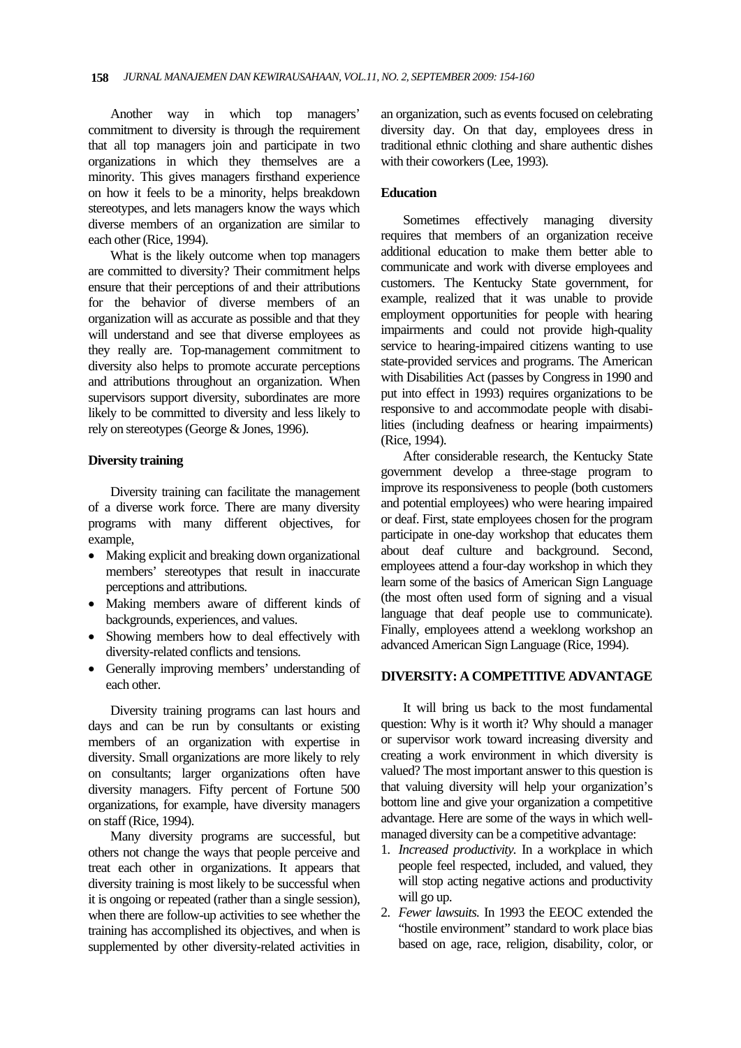Another way in which top managers' commitment to diversity is through the requirement that all top managers join and participate in two organizations in which they themselves are a minority. This gives managers firsthand experience on how it feels to be a minority, helps breakdown stereotypes, and lets managers know the ways which diverse members of an organization are similar to each other (Rice, 1994).

What is the likely outcome when top managers are committed to diversity? Their commitment helps ensure that their perceptions of and their attributions for the behavior of diverse members of an organization will as accurate as possible and that they will understand and see that diverse employees as they really are. Top-management commitment to diversity also helps to promote accurate perceptions and attributions throughout an organization. When supervisors support diversity, subordinates are more likely to be committed to diversity and less likely to rely on stereotypes (George & Jones, 1996).

**Diversity training**

Diversity training can facilitate the management of a diverse work force. There are many diversity programs with many different objectives, for example,

- Making explicit and breaking down organizational members' stereotypes that result in inaccurate perceptions and attributions.
- Making members aware of different kinds of backgrounds, experiences, and values.
- Showing members how to deal effectively with diversity-related conflicts and tensions.
- Generally improving members' understanding of each other.

Diversity training programs can last hours and days and can be run by consultants or existing members of an organization with expertise in diversity. Small organizations are more likely to rely on consultants; larger organizations often have diversity managers. Fifty percent of Fortune 500 organizations, for example, have diversity managers on staff (Rice, 1994).

Many diversity programs are successful, but others not change the ways that people perceive and treat each other in organizations. It appears that diversity training is most likely to be successful when it is ongoing or repeated (rather than a single session), when there are follow-up activities to see whether the training has accomplished its objectives, and when is supplemented by other diversity-related activities in an organization, such as events focused on celebrating diversity day. On that day, employees dress in traditional ethnic clothing and share authentic dishes with their coworkers (Lee, 1993).

**Education**

Sometimes effectively managing diversity requires that members of an organization receive additional education to make them better able to communicate and work with diverse employees and customers. The Kentucky State government, for example, realized that it was unable to provide employment opportunities for people with hearing impairments and could not provide high-quality service to hearing-impaired citizens wanting to use state-provided services and programs. The American with Disabilities Act (passes by Congress in 1990 and put into effect in 1993) requires organizations to be responsive to and accommodate people with disabilities (including deafness or hearing impairments) (Rice, 1994).

After considerable research, the Kentucky State government develop a three-stage program to improve its responsiveness to people (both customers and potential employees) who were hearing impaired or deaf. First, state employees chosen for the program participate in one-day workshop that educates them about deaf culture and background. Second, employees attend a four-day workshop in which they learn some of the basics of American Sign Language (the most often used form of signing and a visual language that deaf people use to communicate). Finally, employees attend a weeklong workshop an advanced American Sign Language (Rice, 1994).

**DIVERSITY: A COMPETITIVE ADVANTAGE**

It will bring us back to the most fundamental question: Why is it worth it? Why should a manager or supervisor work toward increasing diversity and creating a work environment in which diversity is valued? The most important answer to this question is that valuing diversity will help your organization's bottom line and give your organization a competitive advantage. Here are some of the ways in which well-managed diversity can be a competitive advantage:

1. *Increased productivity.* In a workplace in which people feel respected, included, and valued, they will stop acting negative actions and productivity will go up.
2. *Fewer lawsuits.* In 1993 the EEOC extended the "hostile environment" standard to work place bias based on age, race, religion, disability, color, or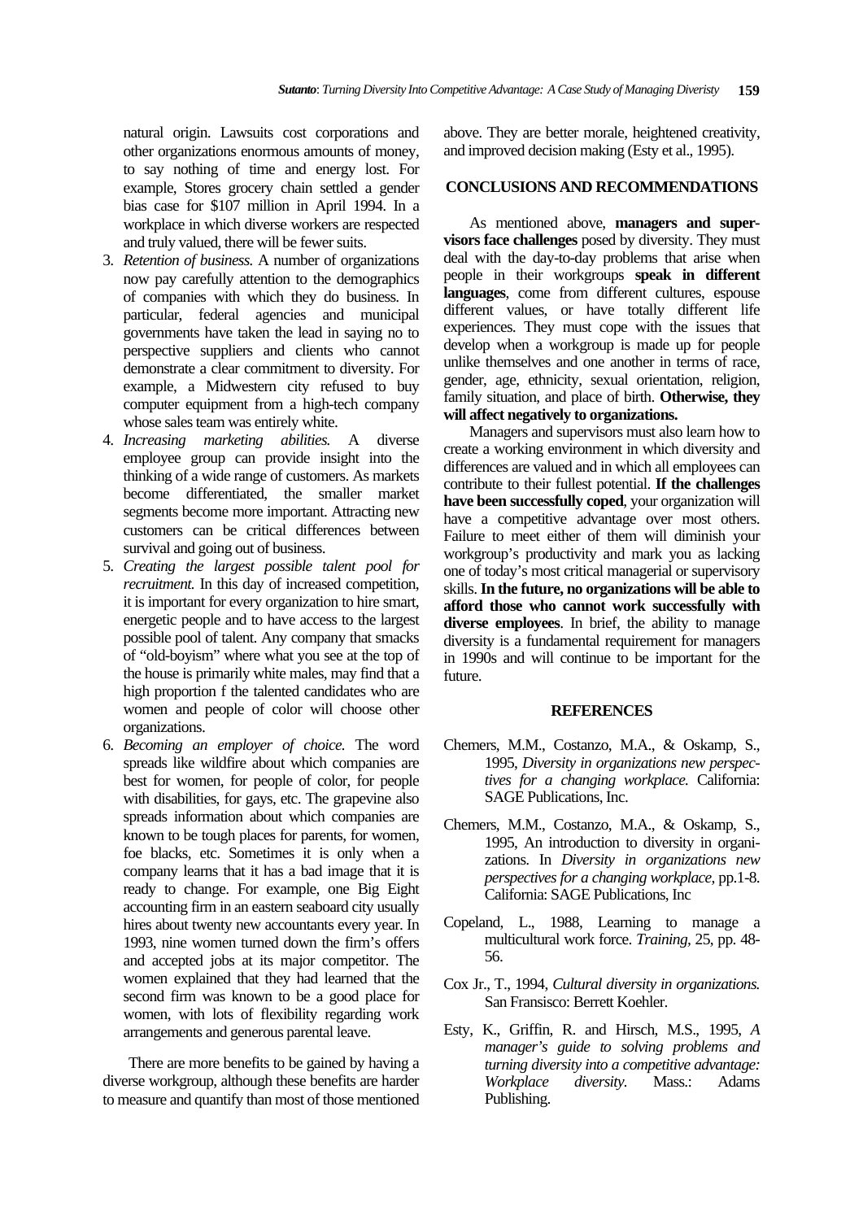natural origin. Lawsuits cost corporations and other organizations enormous amounts of money, to say nothing of time and energy lost. For example, Stores grocery chain settled a gender bias case for $107 million in April 1994. In a workplace in which diverse workers are respected and truly valued, there will be fewer suits.

3. *Retention of business.* A number of organizations now pay carefully attention to the demographics of companies with which they do business. In particular, federal agencies and municipal governments have taken the lead in saying no to perspective suppliers and clients who cannot demonstrate a clear commitment to diversity. For example, a Midwestern city refused to buy computer equipment from a high-tech company whose sales team was entirely white.
4. *Increasing marketing abilities.* A diverse employee group can provide insight into the thinking of a wide range of customers. As markets become differentiated, the smaller market segments become more important. Attracting new customers can be critical differences between survival and going out of business.
5. *Creating the largest possible talent pool for recruitment.* In this day of increased competition, it is important for every organization to hire smart, energetic people and to have access to the largest possible pool of talent. Any company that smacks of "old-boyism" where what you see at the top of the house is primarily white males, may find that a high proportion f the talented candidates who are women and people of color will choose other organizations.
6. *Becoming an employer of choice.* The word spreads like wildfire about which companies are best for women, for people of color, for people with disabilities, for gays, etc. The grapevine also spreads information about which companies are known to be tough places for parents, for women, foe blacks, etc. Sometimes it is only when a company learns that it has a bad image that it is ready to change. For example, one Big Eight accounting firm in an eastern seaboard city usually hires about twenty new accountants every year. In 1993, nine women turned down the firm's offers and accepted jobs at its major competitor. The women explained that they had learned that the second firm was known to be a good place for women, with lots of flexibility regarding work arrangements and generous parental leave.

There are more benefits to be gained by having a diverse workgroup, although these benefits are harder to measure and quantify than most of those mentioned above. They are better morale, heightened creativity, and improved decision making (Esty et al., 1995).

## CONCLUSIONS AND RECOMMENDATIONS

As mentioned above, **managers and supervisors face challenges** posed by diversity. They must deal with the day-to-day problems that arise when people in their workgroups **speak in different languages**, come from different cultures, espouse different values, or have totally different life experiences. They must cope with the issues that develop when a workgroup is made up for people unlike themselves and one another in terms of race, gender, age, ethnicity, sexual orientation, religion, family situation, and place of birth. **Otherwise, they will affect negatively to organizations.**

Managers and supervisors must also learn how to create a working environment in which diversity and differences are valued and in which all employees can contribute to their fullest potential. **If the challenges have been successfully coped**, your organization will have a competitive advantage over most others. Failure to meet either of them will diminish your workgroup's productivity and mark you as lacking one of today's most critical managerial or supervisory skills. **In the future, no organizations will be able to afford those who cannot work successfully with diverse employees**. In brief, the ability to manage diversity is a fundamental requirement for managers in 1990s and will continue to be important for the future.

## REFERENCES

Chemers, M.M., Costanzo, M.A., & Oskamp, S., 1995, *Diversity in organizations new perspectives for a changing workplace.* California: SAGE Publications, Inc.

Chemers, M.M., Costanzo, M.A., & Oskamp, S., 1995, An introduction to diversity in organizations. In *Diversity in organizations new perspectives for a changing workplace,* pp.1-8. California: SAGE Publications, Inc

Copeland, L., 1988, Learning to manage a multicultural work force. *Training,* 25, pp. 48-56.

Cox Jr., T., 1994, *Cultural diversity in organizations.* San Fransisco: Berrett Koehler.

Esty, K., Griffin, R. and Hirsch, M.S., 1995, *A manager's guide to solving problems and turning diversity into a competitive advantage: Workplace diversity.* Mass.: Adams Publishing.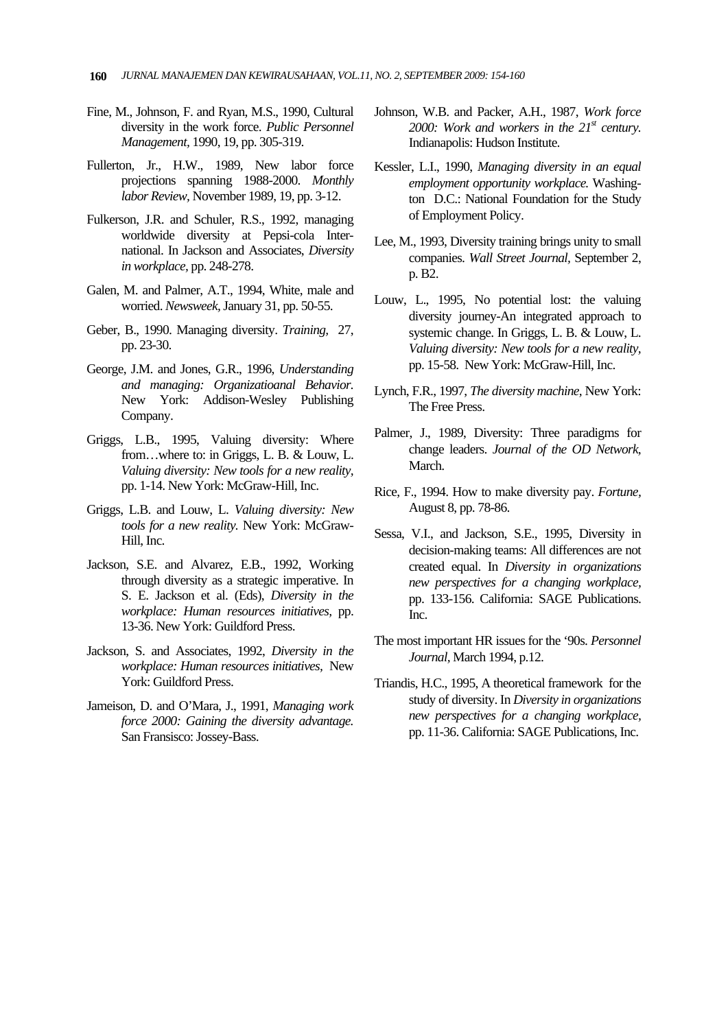Fine, M., Johnson, F. and Ryan, M.S., 1990, Cultural diversity in the work force. *Public Personnel Management*, 1990, 19, pp. 305-319.

Fullerton, Jr., H.W., 1989, New labor force projections spanning 1988-2000. *Monthly labor Review*, November 1989, 19, pp. 3-12.

Fulkerson, J.R. and Schuler, R.S., 1992, managing worldwide diversity at Pepsi-cola International. In Jackson and Associates, *Diversity in workplace*, pp. 248-278.

Galen, M. and Palmer, A.T., 1994, White, male and worried. *Newsweek*, January 31, pp. 50-55.

Geber, B., 1990. Managing diversity. *Training*, 27, pp. 23-30.

George, J.M. and Jones, G.R., 1996, *Understanding and managing: Organizatioanal Behavior*. New York: Addison-Wesley Publishing Company.

Griggs, L.B., 1995, Valuing diversity: Where from…where to: in Griggs, L. B. & Louw, L. *Valuing diversity: New tools for a new reality*, pp. 1-14. New York: McGraw-Hill, Inc.

Griggs, L.B. and Louw, L. *Valuing diversity: New tools for a new reality*. New York: McGraw-Hill, Inc.

Jackson, S.E. and Alvarez, E.B., 1992, Working through diversity as a strategic imperative. In S. E. Jackson et al. (Eds), *Diversity in the workplace: Human resources initiatives*, pp. 13-36. New York: Guildford Press.

Jackson, S. and Associates, 1992, *Diversity in the workplace: Human resources initiatives*, New York: Guildford Press.

Jameison, D. and O'Mara, J., 1991, *Managing work force 2000: Gaining the diversity advantage.* San Fransisco: Jossey-Bass.

Johnson, W.B. and Packer, A.H., 1987, *Work force 2000: Work and workers in the 21st century.* Indianapolis: Hudson Institute.

Kessler, L.I., 1990, *Managing diversity in an equal employment opportunity workplace.* Washington D.C.: National Foundation for the Study of Employment Policy.

Lee, M., 1993, Diversity training brings unity to small companies. *Wall Street Journal*, September 2, p. B2.

Louw, L., 1995, No potential lost: the valuing diversity journey-An integrated approach to systemic change. In Griggs, L. B. & Louw, L. *Valuing diversity: New tools for a new reality*, pp. 15-58. New York: McGraw-Hill, Inc.

Lynch, F.R., 1997, *The diversity machine*, New York: The Free Press.

Palmer, J., 1989, Diversity: Three paradigms for change leaders. *Journal of the OD Network*, March.

Rice, F., 1994. How to make diversity pay. *Fortune*, August 8, pp. 78-86.

Sessa, V.I., and Jackson, S.E., 1995, Diversity in decision-making teams: All differences are not created equal. In *Diversity in organizations new perspectives for a changing workplace*, pp. 133-156. California: SAGE Publications. Inc.

The most important HR issues for the '90s. *Personnel Journal*, March 1994, p.12.

Triandis, H.C., 1995, A theoretical framework for the study of diversity. In *Diversity in organizations new perspectives for a changing workplace*, pp. 11-36. California: SAGE Publications, Inc.